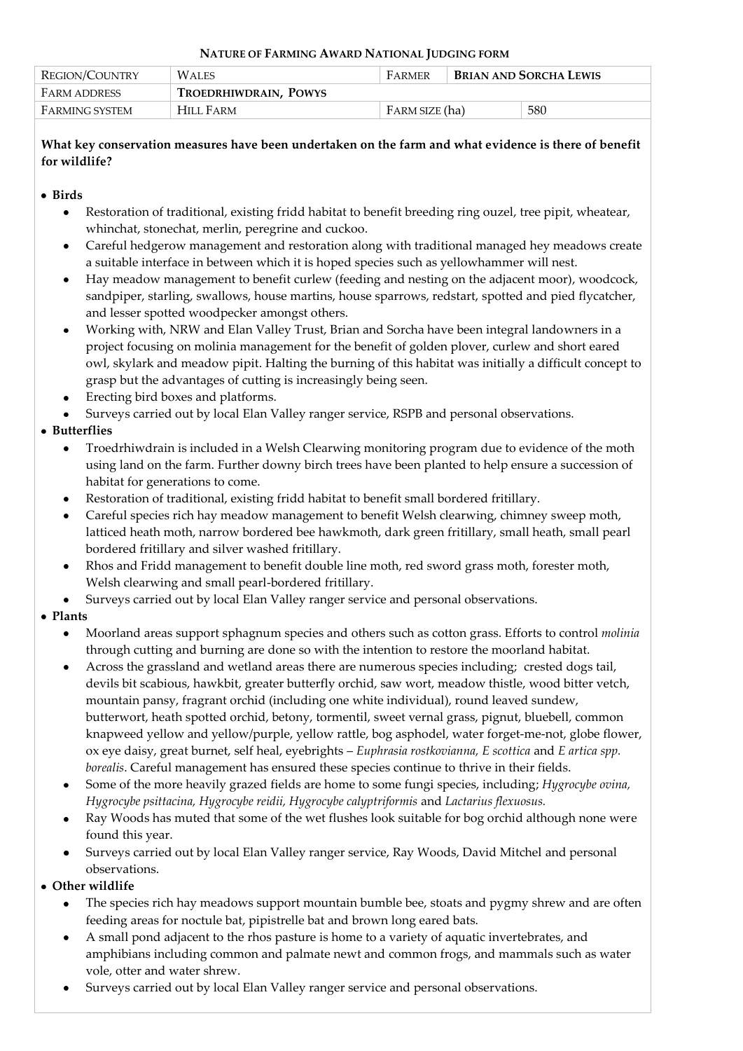## Nature of Farming Award National Judging form

| Region/Country | Wales | Farmer | Brian and Sorcha Lewis | |
|---|---|---|---|---|
| Farm address | Troedrhiwdrain, Powys | | | |
| Farming system | Hill Farm | Farm size (ha) | | 580 |

**What key conservation measures have been undertaken on the farm and what evidence is there of benefit for wildlife?**

- **Birds**
  - Restoration of traditional, existing fridd habitat to benefit breeding ring ouzel, tree pipit, wheatear, whinchat, stonechat, merlin, peregrine and cuckoo.
  - Careful hedgerow management and restoration along with traditional managed hey meadows create a suitable interface in between which it is hoped species such as yellowhammer will nest.
  - Hay meadow management to benefit curlew (feeding and nesting on the adjacent moor), woodcock, sandpiper, starling, swallows, house martins, house sparrows, redstart, spotted and pied flycatcher, and lesser spotted woodpecker amongst others.
  - Working with, NRW and Elan Valley Trust, Brian and Sorcha have been integral landowners in a project focusing on molinia management for the benefit of golden plover, curlew and short eared owl, skylark and meadow pipit. Halting the burning of this habitat was initially a difficult concept to grasp but the advantages of cutting is increasingly being seen.
  - Erecting bird boxes and platforms.
  - Surveys carried out by local Elan Valley ranger service, RSPB and personal observations.
- **Butterflies**
  - Troedrhiwdrain is included in a Welsh Clearwing monitoring program due to evidence of the moth using land on the farm. Further downy birch trees have been planted to help ensure a succession of habitat for generations to come.
  - Restoration of traditional, existing fridd habitat to benefit small bordered fritillary.
  - Careful species rich hay meadow management to benefit Welsh clearwing, chimney sweep moth, latticed heath moth, narrow bordered bee hawkmoth, dark green fritillary, small heath, small pearl bordered fritillary and silver washed fritillary.
  - Rhos and Fridd management to benefit double line moth, red sword grass moth, forester moth, Welsh clearwing and small pearl-bordered fritillary.
  - Surveys carried out by local Elan Valley ranger service and personal observations.
- **Plants**
  - Moorland areas support sphagnum species and others such as cotton grass. Efforts to control *molinia* through cutting and burning are done so with the intention to restore the moorland habitat.
  - Across the grassland and wetland areas there are numerous species including; crested dogs tail, devils bit scabious, hawkbit, greater butterfly orchid, saw wort, meadow thistle, wood bitter vetch, mountain pansy, fragrant orchid (including one white individual), round leaved sundew, butterwort, heath spotted orchid, betony, tormentil, sweet vernal grass, pignut, bluebell, common knapweed yellow and yellow/purple, yellow rattle, bog asphodel, water forget-me-not, globe flower, ox eye daisy, great burnet, self heal, eyebrights – *Euphrasia rostkovianna, E scottica* and *E artica spp. borealis*. Careful management has ensured these species continue to thrive in their fields.
  - Some of the more heavily grazed fields are home to some fungi species, including; *Hygrocybe ovina, Hygrocybe psittacina, Hygrocybe reidii, Hygrocybe calyptriformis* and *Lactarius flexuosus.*
  - Ray Woods has muted that some of the wet flushes look suitable for bog orchid although none were found this year.
  - Surveys carried out by local Elan Valley ranger service, Ray Woods, David Mitchel and personal observations.
- **Other wildlife**
  - The species rich hay meadows support mountain bumble bee, stoats and pygmy shrew and are often feeding areas for noctule bat, pipistrelle bat and brown long eared bats.
  - A small pond adjacent to the rhos pasture is home to a variety of aquatic invertebrates, and amphibians including common and palmate newt and common frogs, and mammals such as water vole, otter and water shrew.
  - Surveys carried out by local Elan Valley ranger service and personal observations.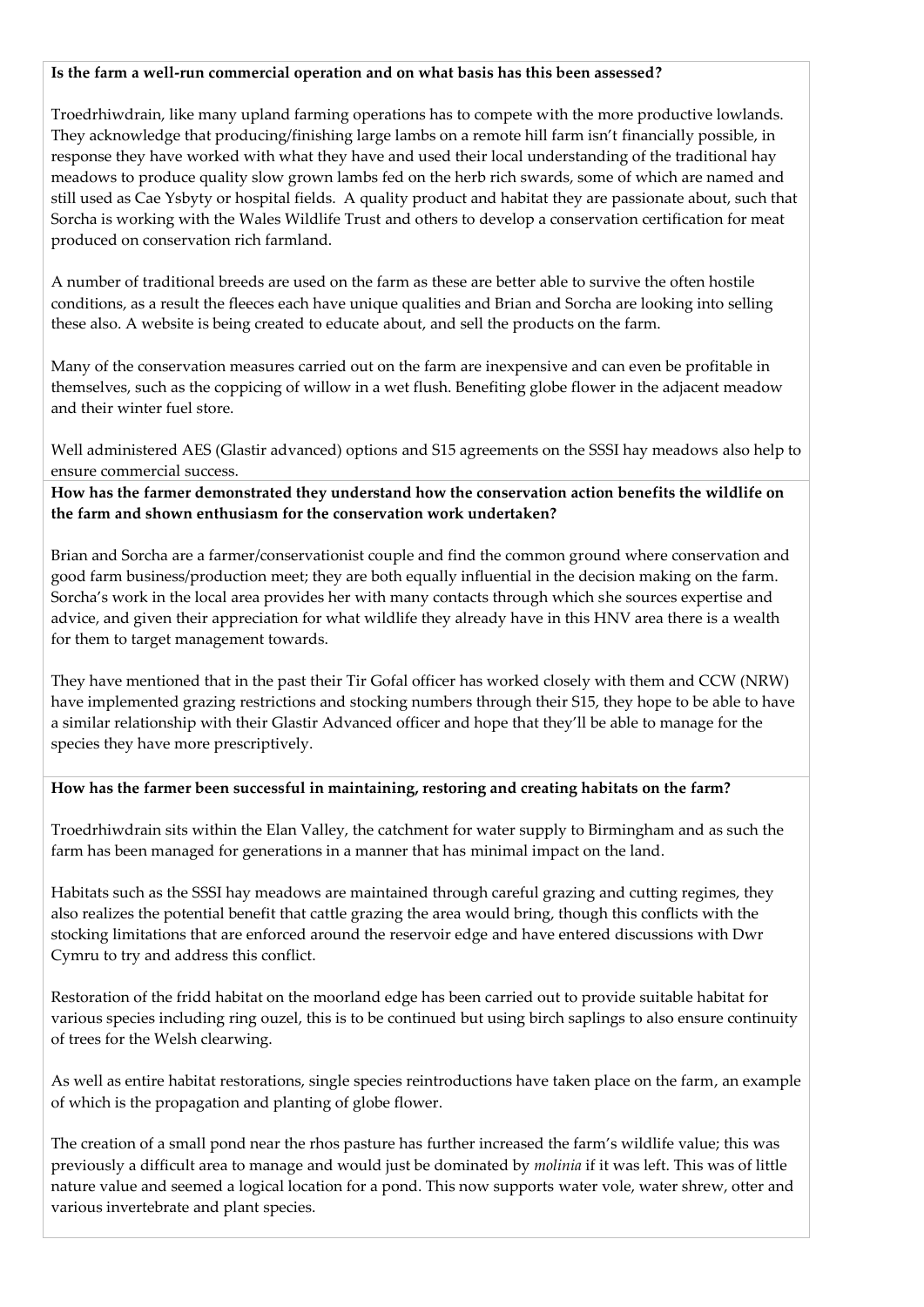**Is the farm a well-run commercial operation and on what basis has this been assessed?**

Troedrhiwdrain, like many upland farming operations has to compete with the more productive lowlands. They acknowledge that producing/finishing large lambs on a remote hill farm isn't financially possible, in response they have worked with what they have and used their local understanding of the traditional hay meadows to produce quality slow grown lambs fed on the herb rich swards, some of which are named and still used as Cae Ysbyty or hospital fields. A quality product and habitat they are passionate about, such that Sorcha is working with the Wales Wildlife Trust and others to develop a conservation certification for meat produced on conservation rich farmland.

A number of traditional breeds are used on the farm as these are better able to survive the often hostile conditions, as a result the fleeces each have unique qualities and Brian and Sorcha are looking into selling these also. A website is being created to educate about, and sell the products on the farm.

Many of the conservation measures carried out on the farm are inexpensive and can even be profitable in themselves, such as the coppicing of willow in a wet flush. Benefiting globe flower in the adjacent meadow and their winter fuel store.

Well administered AES (Glastir advanced) options and S15 agreements on the SSSI hay meadows also help to ensure commercial success.

**How has the farmer demonstrated they understand how the conservation action benefits the wildlife on the farm and shown enthusiasm for the conservation work undertaken?**

Brian and Sorcha are a farmer/conservationist couple and find the common ground where conservation and good farm business/production meet; they are both equally influential in the decision making on the farm. Sorcha's work in the local area provides her with many contacts through which she sources expertise and advice, and given their appreciation for what wildlife they already have in this HNV area there is a wealth for them to target management towards.

They have mentioned that in the past their Tir Gofal officer has worked closely with them and CCW (NRW) have implemented grazing restrictions and stocking numbers through their S15, they hope to be able to have a similar relationship with their Glastir Advanced officer and hope that they'll be able to manage for the species they have more prescriptively.

**How has the farmer been successful in maintaining, restoring and creating habitats on the farm?**

Troedrhiwdrain sits within the Elan Valley, the catchment for water supply to Birmingham and as such the farm has been managed for generations in a manner that has minimal impact on the land.

Habitats such as the SSSI hay meadows are maintained through careful grazing and cutting regimes, they also realizes the potential benefit that cattle grazing the area would bring, though this conflicts with the stocking limitations that are enforced around the reservoir edge and have entered discussions with Dwr Cymru to try and address this conflict.

Restoration of the fridd habitat on the moorland edge has been carried out to provide suitable habitat for various species including ring ouzel, this is to be continued but using birch saplings to also ensure continuity of trees for the Welsh clearwing.

As well as entire habitat restorations, single species reintroductions have taken place on the farm, an example of which is the propagation and planting of globe flower.

The creation of a small pond near the rhos pasture has further increased the farm's wildlife value; this was previously a difficult area to manage and would just be dominated by *molinia* if it was left. This was of little nature value and seemed a logical location for a pond. This now supports water vole, water shrew, otter and various invertebrate and plant species.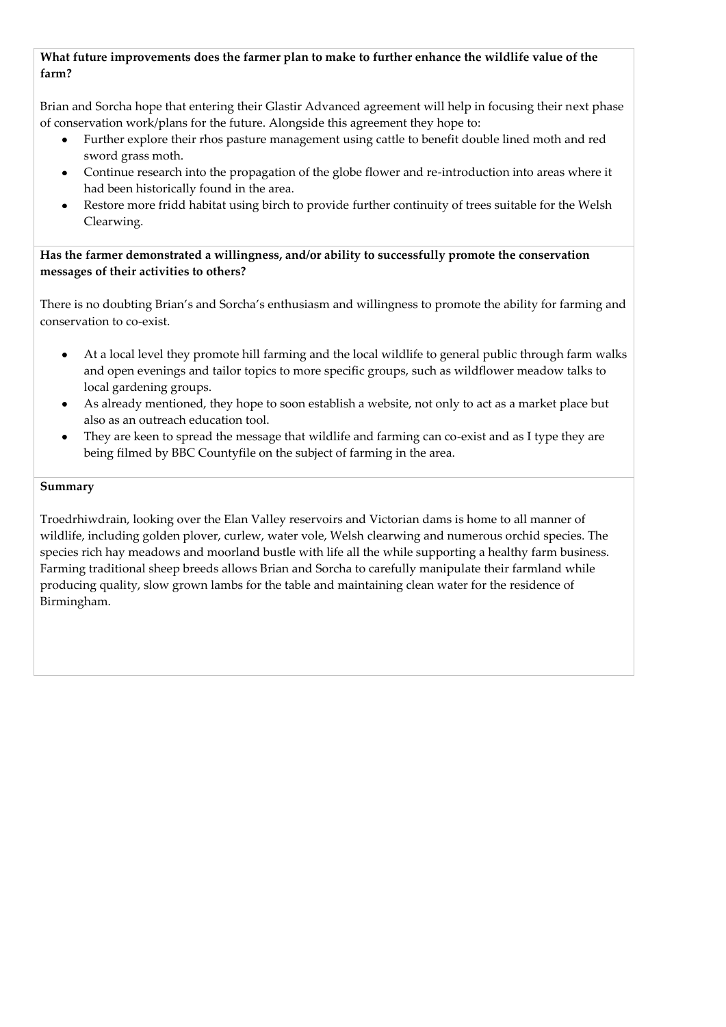**What future improvements does the farmer plan to make to further enhance the wildlife value of the farm?**

Brian and Sorcha hope that entering their Glastir Advanced agreement will help in focusing their next phase of conservation work/plans for the future. Alongside this agreement they hope to:

- Further explore their rhos pasture management using cattle to benefit double lined moth and red sword grass moth.
- Continue research into the propagation of the globe flower and re-introduction into areas where it had been historically found in the area.
- Restore more fridd habitat using birch to provide further continuity of trees suitable for the Welsh Clearwing.

**Has the farmer demonstrated a willingness, and/or ability to successfully promote the conservation messages of their activities to others?**

There is no doubting Brian's and Sorcha's enthusiasm and willingness to promote the ability for farming and conservation to co-exist.

- At a local level they promote hill farming and the local wildlife to general public through farm walks and open evenings and tailor topics to more specific groups, such as wildflower meadow talks to local gardening groups.
- As already mentioned, they hope to soon establish a website, not only to act as a market place but also as an outreach education tool.
- They are keen to spread the message that wildlife and farming can co-exist and as I type they are being filmed by BBC Countyfile on the subject of farming in the area.

**Summary**

Troedrhiwdrain, looking over the Elan Valley reservoirs and Victorian dams is home to all manner of wildlife, including golden plover, curlew, water vole, Welsh clearwing and numerous orchid species. The species rich hay meadows and moorland bustle with life all the while supporting a healthy farm business. Farming traditional sheep breeds allows Brian and Sorcha to carefully manipulate their farmland while producing quality, slow grown lambs for the table and maintaining clean water for the residence of Birmingham.